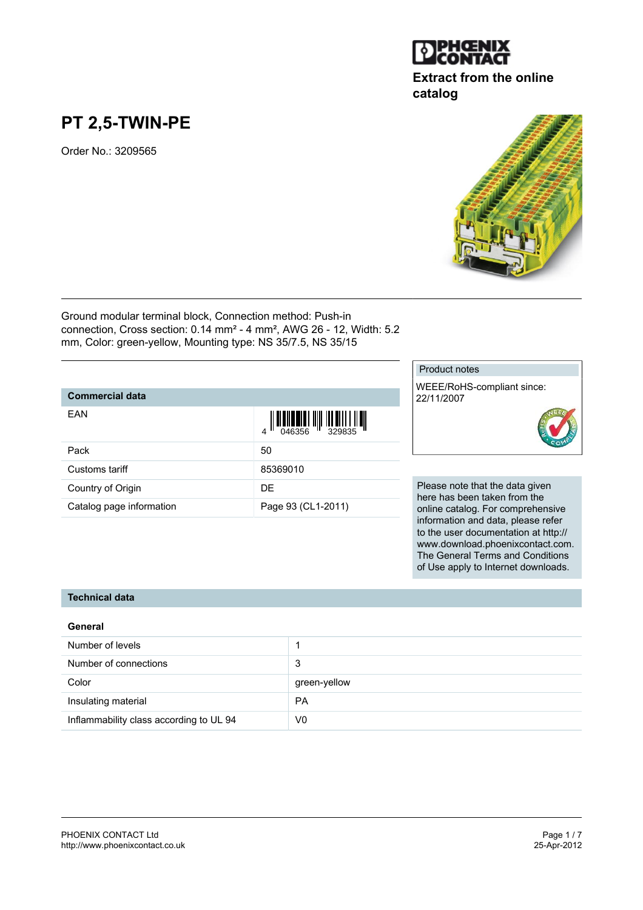PHOENIX CONTACT

Extract from the online catalog

# PT 2,5-TWIN-PE

Order No.: 3209565

Ground modular terminal block, Connection method: Push-in connection, Cross section: 0.14 mm² - 4 mm², AWG 26 - 12, Width: 5.2 mm, Color: green-yellow, Mounting type: NS 35/7.5, NS 35/15

Product notes

WEEE/RoHS-compliant since: 22/11/2007

| Commercial data | |
|---|---|
| EAN | 4 046356 329835 |
| Pack | 50 |
| Customs tariff | 85369010 |
| Country of Origin | DE |
| Catalog page information | Page 93 (CL1-2011) |

Please note that the data given here has been taken from the online catalog. For comprehensive information and data, please refer to the user documentation at http://www.download.phoenixcontact.com. The General Terms and Conditions of Use apply to Internet downloads.

## Technical data

### General

| | |
|---|---|
| Number of levels | 1 |
| Number of connections | 3 |
| Color | green-yellow |
| Insulating material | PA |
| Inflammability class according to UL 94 | V0 |

PHOENIX CONTACT Ltd
http://www.phoenixcontact.co.uk

25-Apr-2012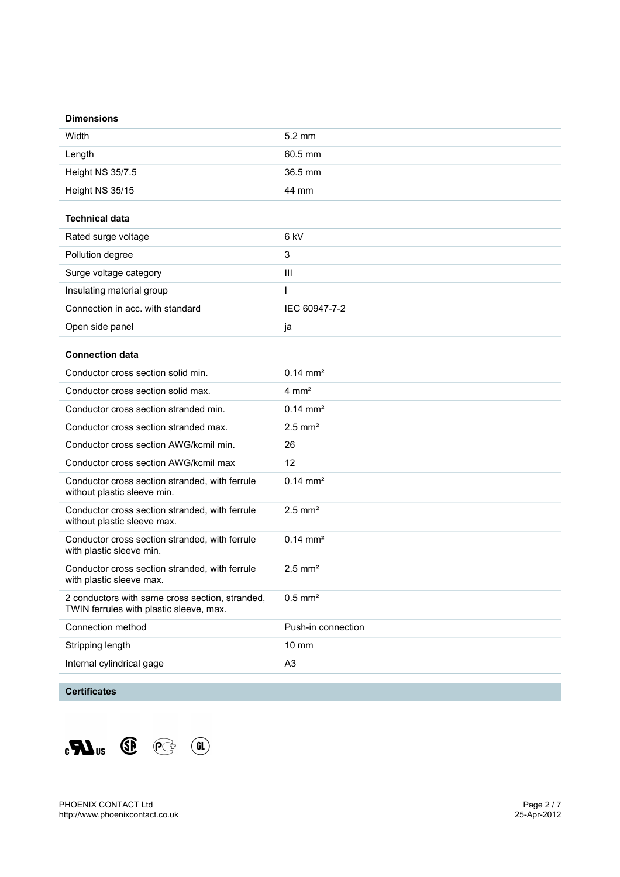### Dimensions

| | |
|---|---|
| Width | 5.2 mm |
| Length | 60.5 mm |
| Height NS 35/7.5 | 36.5 mm |
| Height NS 35/15 | 44 mm |

### Technical data

| | |
|---|---|
| Rated surge voltage | 6 kV |
| Pollution degree | 3 |
| Surge voltage category | III |
| Insulating material group | I |
| Connection in acc. with standard | IEC 60947-7-2 |
| Open side panel | ja |

### Connection data

| | |
|---|---|
| Conductor cross section solid min. | 0.14 mm² |
| Conductor cross section solid max. | 4 mm² |
| Conductor cross section stranded min. | 0.14 mm² |
| Conductor cross section stranded max. | 2.5 mm² |
| Conductor cross section AWG/kcmil min. | 26 |
| Conductor cross section AWG/kcmil max | 12 |
| Conductor cross section stranded, with ferrule without plastic sleeve min. | 0.14 mm² |
| Conductor cross section stranded, with ferrule without plastic sleeve max. | 2.5 mm² |
| Conductor cross section stranded, with ferrule with plastic sleeve min. | 0.14 mm² |
| Conductor cross section stranded, with ferrule with plastic sleeve max. | 2.5 mm² |
| 2 conductors with same cross section, stranded, TWIN ferrules with plastic sleeve, max. | 0.5 mm² |
| Connection method | Push-in connection |
| Stripping length | 10 mm |
| Internal cylindrical gage | A3 |

### Certificates

PHOENIX CONTACT Ltd
http://www.phoenixcontact.co.uk

25-Apr-2012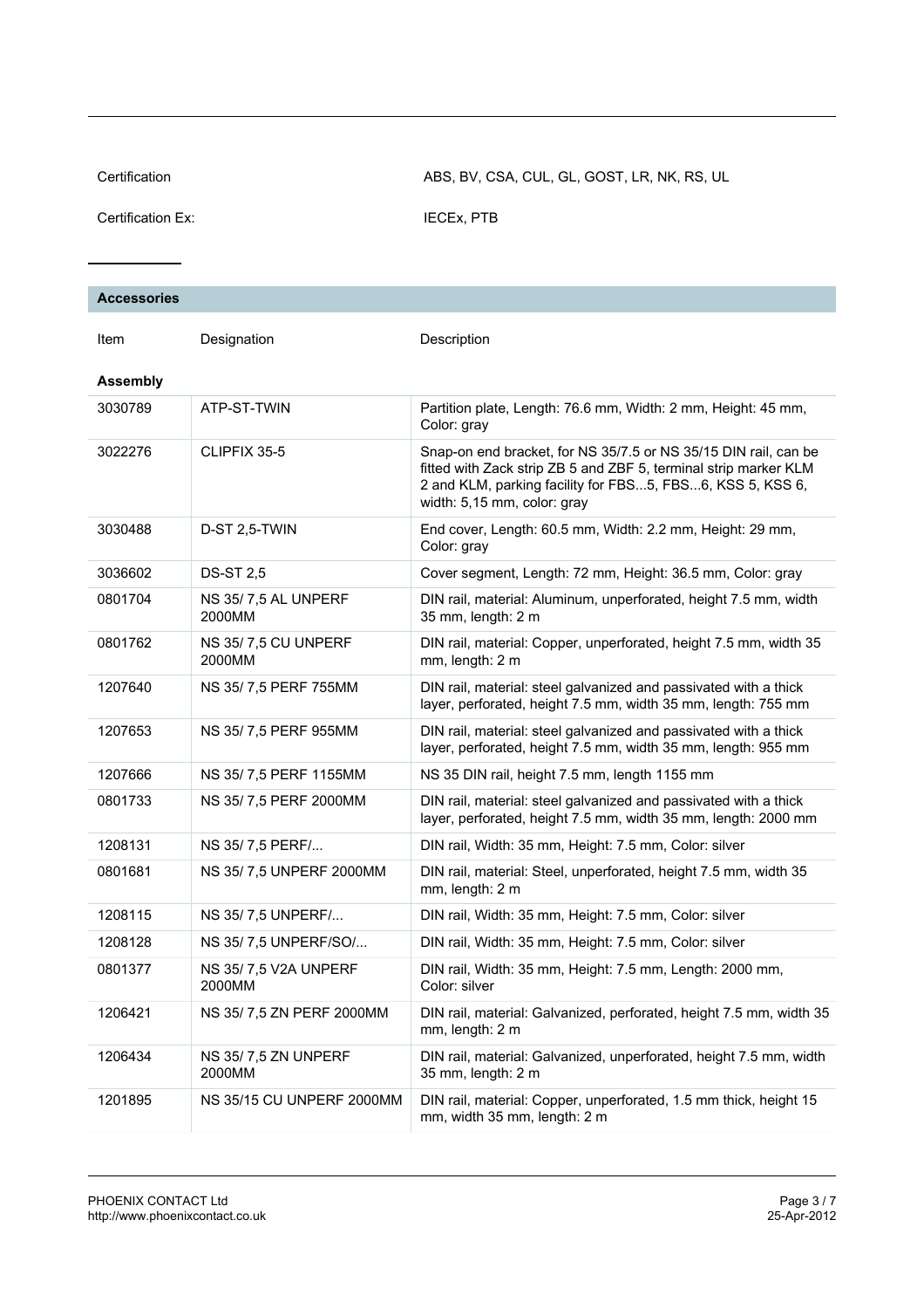| Certification | ABS, BV, CSA, CUL, GL, GOST, LR, NK, RS, UL |
|---|---|
| Certification Ex: | IECEx, PTB |

## Accessories

| Item | Designation | Description |
|---|---|---|
| **Assembly** | | |
| 3030789 | ATP-ST-TWIN | Partition plate, Length: 76.6 mm, Width: 2 mm, Height: 45 mm, Color: gray |
| 3022276 | CLIPFIX 35-5 | Snap-on end bracket, for NS 35/7.5 or NS 35/15 DIN rail, can be fitted with Zack strip ZB 5 and ZBF 5, terminal strip marker KLM 2 and KLM, parking facility for FBS...5, FBS...6, KSS 5, KSS 6, width: 5,15 mm, color: gray |
| 3030488 | D-ST 2,5-TWIN | End cover, Length: 60.5 mm, Width: 2.2 mm, Height: 29 mm, Color: gray |
| 3036602 | DS-ST 2,5 | Cover segment, Length: 72 mm, Height: 36.5 mm, Color: gray |
| 0801704 | NS 35/ 7,5 AL UNPERF 2000MM | DIN rail, material: Aluminum, unperforated, height 7.5 mm, width 35 mm, length: 2 m |
| 0801762 | NS 35/ 7,5 CU UNPERF 2000MM | DIN rail, material: Copper, unperforated, height 7.5 mm, width 35 mm, length: 2 m |
| 1207640 | NS 35/ 7,5 PERF 755MM | DIN rail, material: steel galvanized and passivated with a thick layer, perforated, height 7.5 mm, width 35 mm, length: 755 mm |
| 1207653 | NS 35/ 7,5 PERF 955MM | DIN rail, material: steel galvanized and passivated with a thick layer, perforated, height 7.5 mm, width 35 mm, length: 955 mm |
| 1207666 | NS 35/ 7,5 PERF 1155MM | NS 35 DIN rail, height 7.5 mm, length 1155 mm |
| 0801733 | NS 35/ 7,5 PERF 2000MM | DIN rail, material: steel galvanized and passivated with a thick layer, perforated, height 7.5 mm, width 35 mm, length: 2000 mm |
| 1208131 | NS 35/ 7,5 PERF/... | DIN rail, Width: 35 mm, Height: 7.5 mm, Color: silver |
| 0801681 | NS 35/ 7,5 UNPERF 2000MM | DIN rail, material: Steel, unperforated, height 7.5 mm, width 35 mm, length: 2 m |
| 1208115 | NS 35/ 7,5 UNPERF/... | DIN rail, Width: 35 mm, Height: 7.5 mm, Color: silver |
| 1208128 | NS 35/ 7,5 UNPERF/SO/... | DIN rail, Width: 35 mm, Height: 7.5 mm, Color: silver |
| 0801377 | NS 35/ 7,5 V2A UNPERF 2000MM | DIN rail, Width: 35 mm, Height: 7.5 mm, Length: 2000 mm, Color: silver |
| 1206421 | NS 35/ 7,5 ZN PERF 2000MM | DIN rail, material: Galvanized, perforated, height 7.5 mm, width 35 mm, length: 2 m |
| 1206434 | NS 35/ 7,5 ZN UNPERF 2000MM | DIN rail, material: Galvanized, unperforated, height 7.5 mm, width 35 mm, length: 2 m |
| 1201895 | NS 35/15 CU UNPERF 2000MM | DIN rail, material: Copper, unperforated, 1.5 mm thick, height 15 mm, width 35 mm, length: 2 m |

PHOENIX CONTACT Ltd
http://www.phoenixcontact.co.uk

25-Apr-2012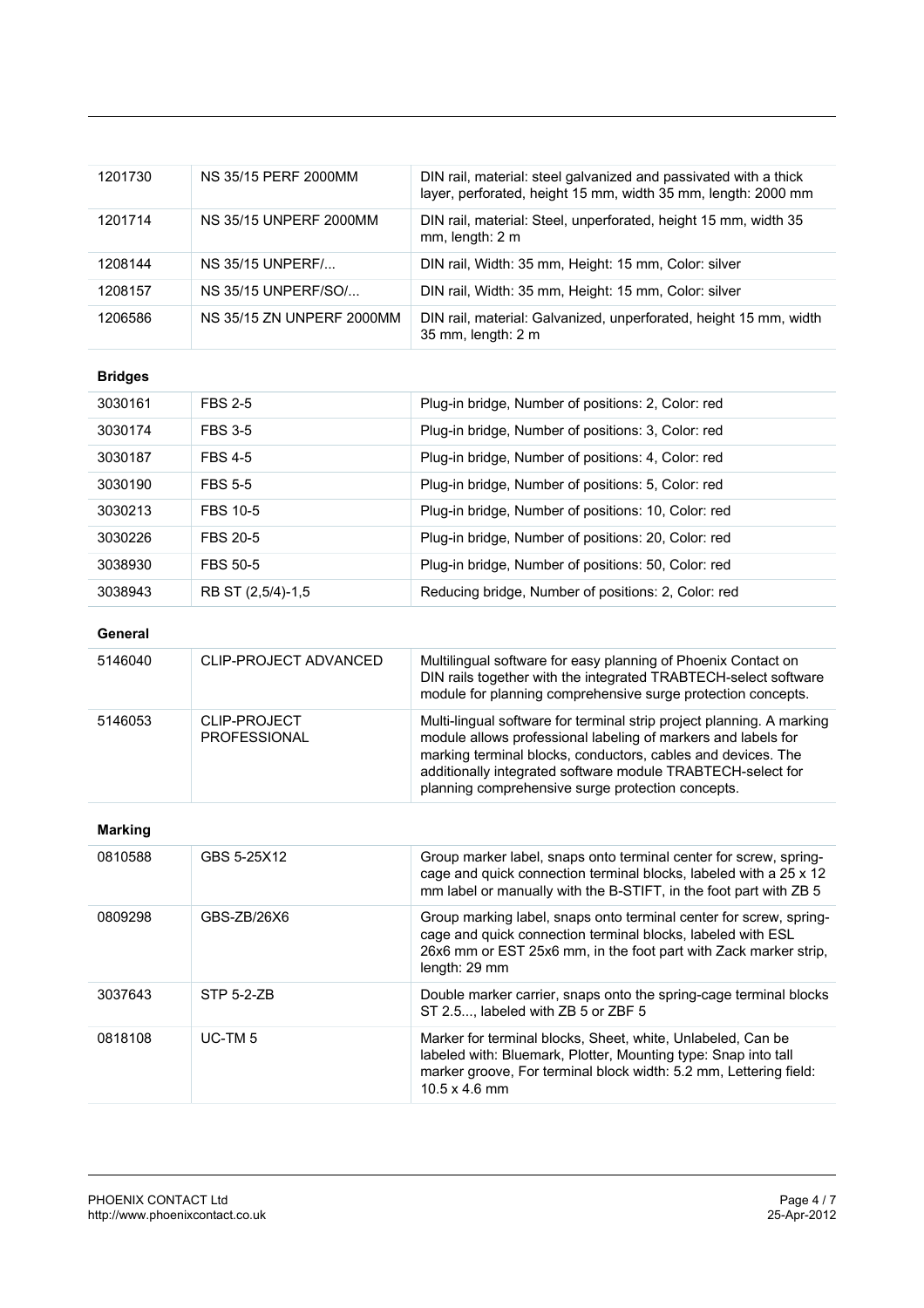| | | |
|---|---|---|
| 1201730 | NS 35/15 PERF 2000MM | DIN rail, material: steel galvanized and passivated with a thick layer, perforated, height 15 mm, width 35 mm, length: 2000 mm |
| 1201714 | NS 35/15 UNPERF 2000MM | DIN rail, material: Steel, unperforated, height 15 mm, width 35 mm, length: 2 m |
| 1208144 | NS 35/15 UNPERF/... | DIN rail, Width: 35 mm, Height: 15 mm, Color: silver |
| 1208157 | NS 35/15 UNPERF/SO/... | DIN rail, Width: 35 mm, Height: 15 mm, Color: silver |
| 1206586 | NS 35/15 ZN UNPERF 2000MM | DIN rail, material: Galvanized, unperforated, height 15 mm, width 35 mm, length: 2 m |

**Bridges**

| | | |
|---|---|---|
| 3030161 | FBS 2-5 | Plug-in bridge, Number of positions: 2, Color: red |
| 3030174 | FBS 3-5 | Plug-in bridge, Number of positions: 3, Color: red |
| 3030187 | FBS 4-5 | Plug-in bridge, Number of positions: 4, Color: red |
| 3030190 | FBS 5-5 | Plug-in bridge, Number of positions: 5, Color: red |
| 3030213 | FBS 10-5 | Plug-in bridge, Number of positions: 10, Color: red |
| 3030226 | FBS 20-5 | Plug-in bridge, Number of positions: 20, Color: red |
| 3038930 | FBS 50-5 | Plug-in bridge, Number of positions: 50, Color: red |
| 3038943 | RB ST (2,5/4)-1,5 | Reducing bridge, Number of positions: 2, Color: red |

**General**

| | | |
|---|---|---|
| 5146040 | CLIP-PROJECT ADVANCED | Multilingual software for easy planning of Phoenix Contact on DIN rails together with the integrated TRABTECH-select software module for planning comprehensive surge protection concepts. |
| 5146053 | CLIP-PROJECT PROFESSIONAL | Multi-lingual software for terminal strip project planning. A marking module allows professional labeling of markers and labels for marking terminal blocks, conductors, cables and devices. The additionally integrated software module TRABTECH-select for planning comprehensive surge protection concepts. |

**Marking**

| | | |
|---|---|---|
| 0810588 | GBS 5-25X12 | Group marker label, snaps onto terminal center for screw, spring-cage and quick connection terminal blocks, labeled with a 25 x 12 mm label or manually with the B-STIFT, in the foot part with ZB 5 |
| 0809298 | GBS-ZB/26X6 | Group marking label, snaps onto terminal center for screw, spring-cage and quick connection terminal blocks, labeled with ESL 26x6 mm or EST 25x6 mm, in the foot part with Zack marker strip, length: 29 mm |
| 3037643 | STP 5-2-ZB | Double marker carrier, snaps onto the spring-cage terminal blocks ST 2.5..., labeled with ZB 5 or ZBF 5 |
| 0818108 | UC-TM 5 | Marker for terminal blocks, Sheet, white, Unlabeled, Can be labeled with: Bluemark, Plotter, Mounting type: Snap into tall marker groove, For terminal block width: 5.2 mm, Lettering field: 10.5 x 4.6 mm |

PHOENIX CONTACT Ltd
http://www.phoenixcontact.co.uk

25-Apr-2012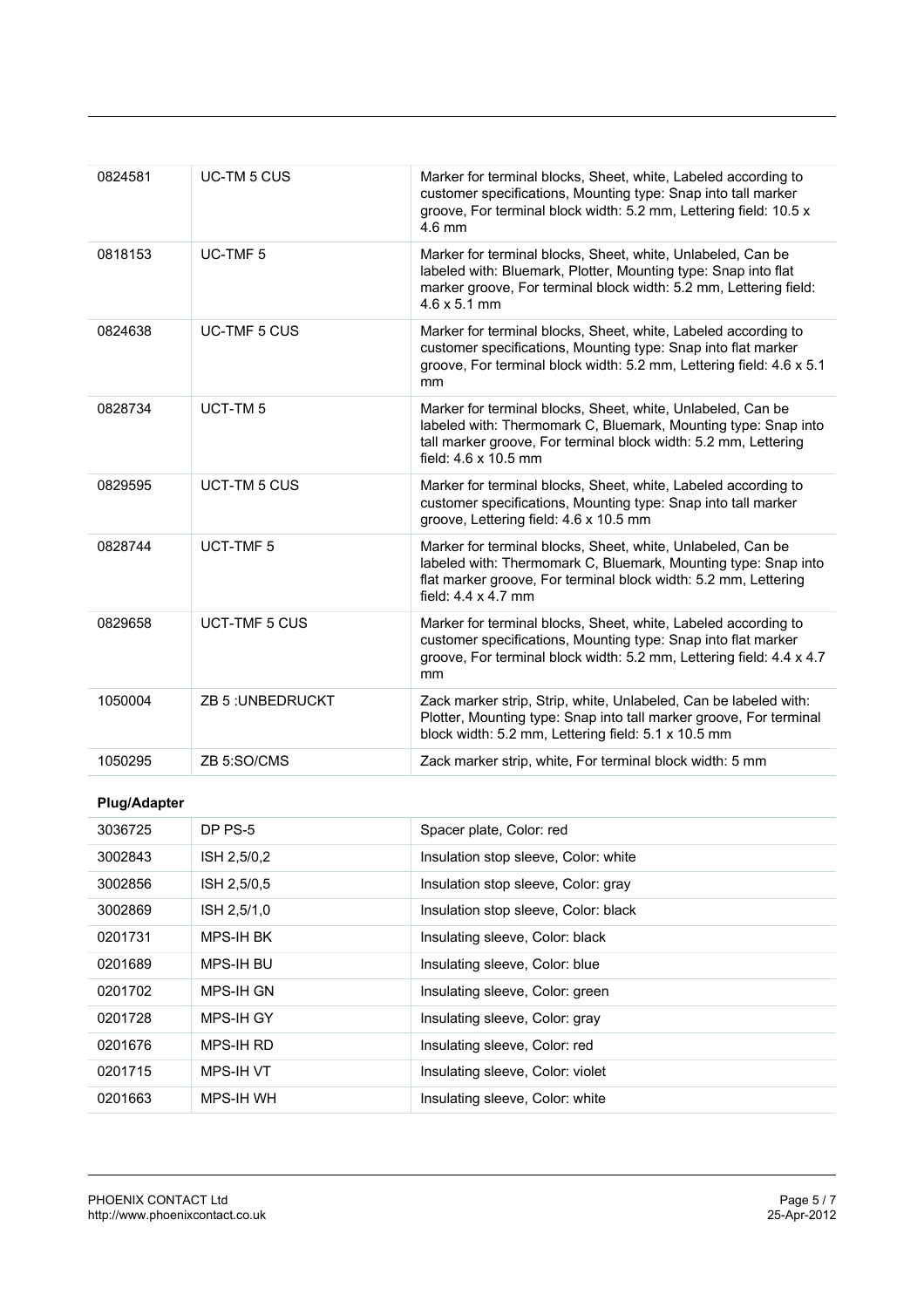| | | |
|---|---|---|
| 0824581 | UC-TM 5 CUS | Marker for terminal blocks, Sheet, white, Labeled according to customer specifications, Mounting type: Snap into tall marker groove, For terminal block width: 5.2 mm, Lettering field: 10.5 x 4.6 mm |
| 0818153 | UC-TMF 5 | Marker for terminal blocks, Sheet, white, Unlabeled, Can be labeled with: Bluemark, Plotter, Mounting type: Snap into flat marker groove, For terminal block width: 5.2 mm, Lettering field: 4.6 x 5.1 mm |
| 0824638 | UC-TMF 5 CUS | Marker for terminal blocks, Sheet, white, Labeled according to customer specifications, Mounting type: Snap into flat marker groove, For terminal block width: 5.2 mm, Lettering field: 4.6 x 5.1 mm |
| 0828734 | UCT-TM 5 | Marker for terminal blocks, Sheet, white, Unlabeled, Can be labeled with: Thermomark C, Bluemark, Mounting type: Snap into tall marker groove, For terminal block width: 5.2 mm, Lettering field: 4.6 x 10.5 mm |
| 0829595 | UCT-TM 5 CUS | Marker for terminal blocks, Sheet, white, Labeled according to customer specifications, Mounting type: Snap into tall marker groove, Lettering field: 4.6 x 10.5 mm |
| 0828744 | UCT-TMF 5 | Marker for terminal blocks, Sheet, white, Unlabeled, Can be labeled with: Thermomark C, Bluemark, Mounting type: Snap into flat marker groove, For terminal block width: 5.2 mm, Lettering field: 4.4 x 4.7 mm |
| 0829658 | UCT-TMF 5 CUS | Marker for terminal blocks, Sheet, white, Labeled according to customer specifications, Mounting type: Snap into flat marker groove, For terminal block width: 5.2 mm, Lettering field: 4.4 x 4.7 mm |
| 1050004 | ZB 5 :UNBEDRUCKT | Zack marker strip, Strip, white, Unlabeled, Can be labeled with: Plotter, Mounting type: Snap into tall marker groove, For terminal block width: 5.2 mm, Lettering field: 5.1 x 10.5 mm |
| 1050295 | ZB 5:SO/CMS | Zack marker strip, white, For terminal block width: 5 mm |

**Plug/Adapter**

| | | |
|---|---|---|
| 3036725 | DP PS-5 | Spacer plate, Color: red |
| 3002843 | ISH 2,5/0,2 | Insulation stop sleeve, Color: white |
| 3002856 | ISH 2,5/0,5 | Insulation stop sleeve, Color: gray |
| 3002869 | ISH 2,5/1,0 | Insulation stop sleeve, Color: black |
| 0201731 | MPS-IH BK | Insulating sleeve, Color: black |
| 0201689 | MPS-IH BU | Insulating sleeve, Color: blue |
| 0201702 | MPS-IH GN | Insulating sleeve, Color: green |
| 0201728 | MPS-IH GY | Insulating sleeve, Color: gray |
| 0201676 | MPS-IH RD | Insulating sleeve, Color: red |
| 0201715 | MPS-IH VT | Insulating sleeve, Color: violet |
| 0201663 | MPS-IH WH | Insulating sleeve, Color: white |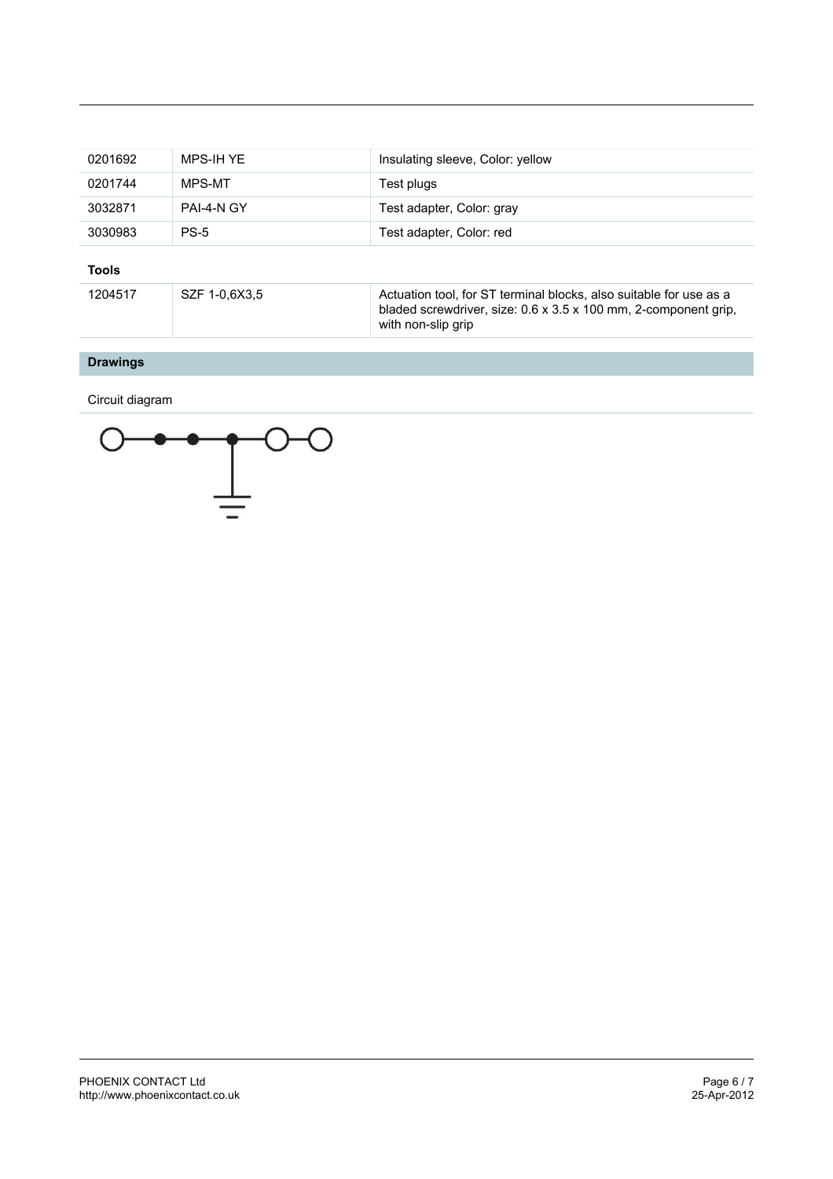| | | |
|---|---|---|
| 0201692 | MPS-IH YE | Insulating sleeve, Color: yellow |
| 0201744 | MPS-MT | Test plugs |
| 3032871 | PAI-4-N GY | Test adapter, Color: gray |
| 3030983 | PS-5 | Test adapter, Color: red |

**Tools**

| | | |
|---|---|---|
| 1204517 | SZF 1-0,6X3,5 | Actuation tool, for ST terminal blocks, also suitable for use as a bladed screwdriver, size: 0.6 x 3.5 x 100 mm, 2-component grip, with non-slip grip |

## Drawings

Circuit diagram